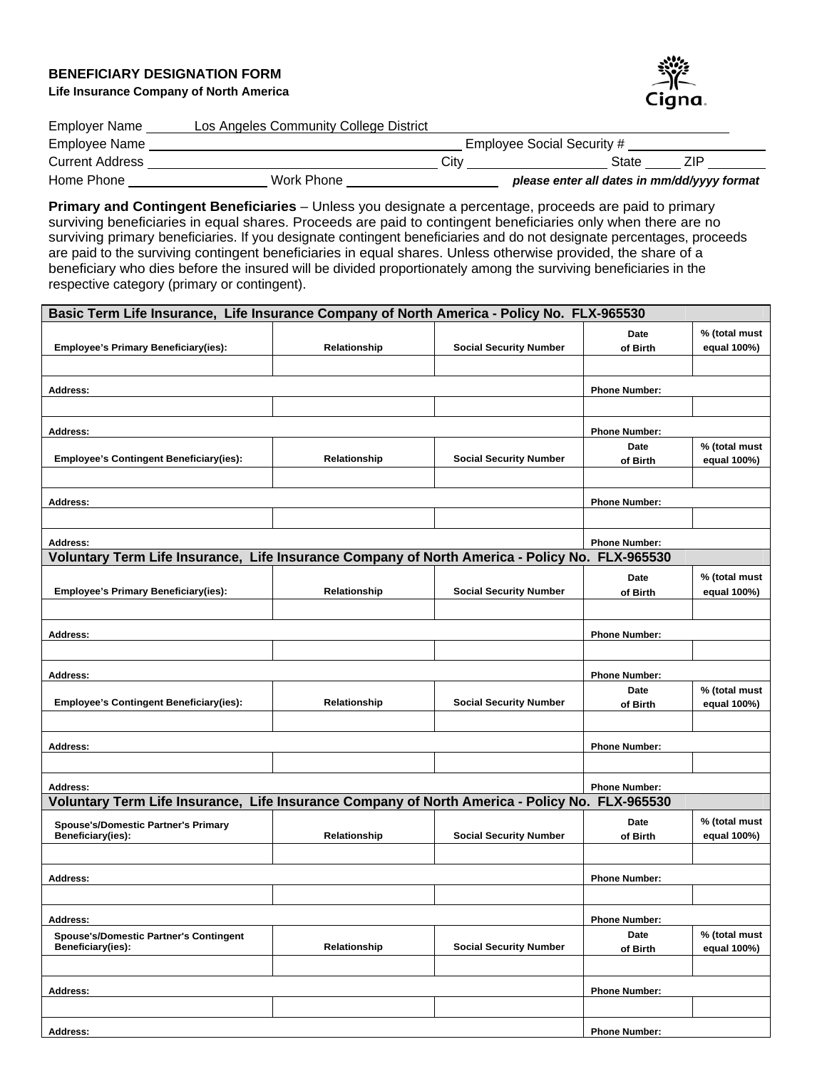# BENEFICIARY DESIGNATION FORM

**Life Insurance Company of North America**

Cigna.

Employer Name Los Angeles Community College District

Employee Name ______________________ Employee Social Security # ______________

Current Address ______________________ City ______________ State _____ ZIP _______

Home Phone ______________ Work Phone ______________ ***please enter all dates in mm/dd/yyyy format***

**Primary and Contingent Beneficiaries** – Unless you designate a percentage, proceeds are paid to primary surviving beneficiaries in equal shares. Proceeds are paid to contingent beneficiaries only when there are no surviving primary beneficiaries. If you designate contingent beneficiaries and do not designate percentages, proceeds are paid to the surviving contingent beneficiaries in equal shares. Unless otherwise provided, the share of a beneficiary who dies before the insured will be divided proportionately among the surviving beneficiaries in the respective category (primary or contingent).

| **Basic Term Life Insurance, Life Insurance Company of North America - Policy No. FLX-965530** | | | | |
|---|---|---|---|---|
| **Employee's Primary Beneficiary(ies):** | **Relationship** | **Social Security Number** | **Date of Birth** | **% (total must equal 100%)** |
| | | | | |
| **Address:** | | | **Phone Number:** | |
| | | | | |
| **Address:** | | | **Phone Number:** | |
| **Employee's Contingent Beneficiary(ies):** | **Relationship** | **Social Security Number** | **Date of Birth** | **% (total must equal 100%)** |
| | | | | |
| **Address:** | | | **Phone Number:** | |
| | | | | |
| **Address:** | | | **Phone Number:** | |

| **Voluntary Term Life Insurance, Life Insurance Company of North America - Policy No. FLX-965530** | | | | |
|---|---|---|---|---|
| **Employee's Primary Beneficiary(ies):** | **Relationship** | **Social Security Number** | **Date of Birth** | **% (total must equal 100%)** |
| | | | | |
| **Address:** | | | **Phone Number:** | |
| | | | | |
| **Address:** | | | **Phone Number:** | |
| **Employee's Contingent Beneficiary(ies):** | **Relationship** | **Social Security Number** | **Date of Birth** | **% (total must equal 100%)** |
| | | | | |
| **Address:** | | | **Phone Number:** | |
| | | | | |
| **Address:** | | | **Phone Number:** | |

| **Voluntary Term Life Insurance, Life Insurance Company of North America - Policy No. FLX-965530** | | | | |
|---|---|---|---|---|
| **Spouse's/Domestic Partner's Primary Beneficiary(ies):** | **Relationship** | **Social Security Number** | **Date of Birth** | **% (total must equal 100%)** |
| | | | | |
| **Address:** | | | **Phone Number:** | |
| | | | | |
| **Address:** | | | **Phone Number:** | |
| **Spouse's/Domestic Partner's Contingent Beneficiary(ies):** | **Relationship** | **Social Security Number** | **Date of Birth** | **% (total must equal 100%)** |
| | | | | |
| **Address:** | | | **Phone Number:** | |
| | | | | |
| **Address:** | | | **Phone Number:** | |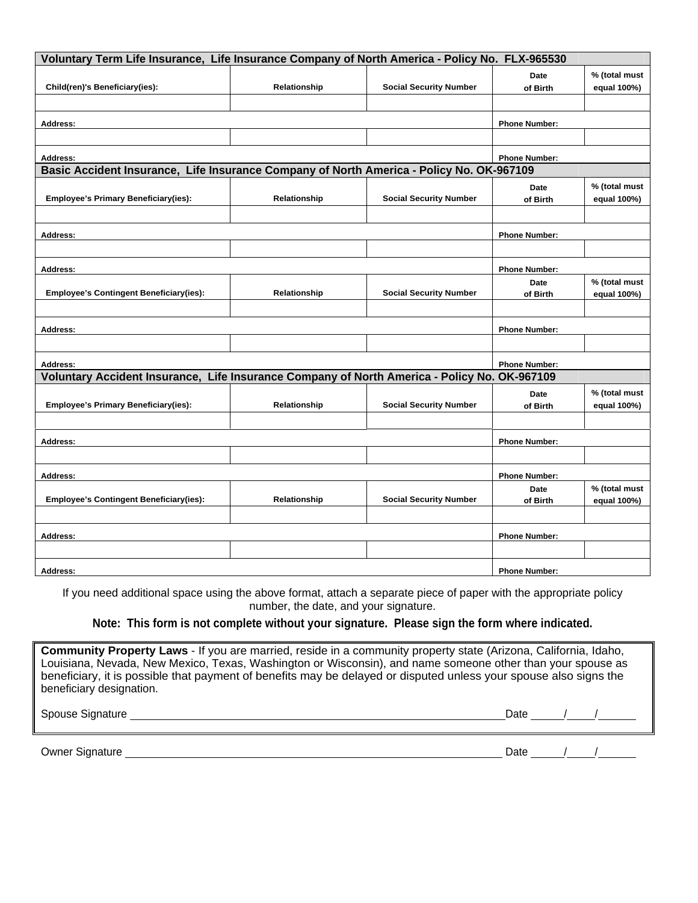## Voluntary Term Life Insurance, Life Insurance Company of North America - Policy No. FLX-965530

| Child(ren)'s Beneficiary(ies): | Relationship | Social Security Number | Date of Birth | % (total must equal 100%) |
|---|---|---|---|---|
| | | | | |
| Address: | | | Phone Number: | |
| | | | | |
| Address: | | | Phone Number: | |

## Basic Accident Insurance, Life Insurance Company of North America - Policy No. OK-967109

| Employee's Primary Beneficiary(ies): | Relationship | Social Security Number | Date of Birth | % (total must equal 100%) |
|---|---|---|---|---|
| | | | | |
| Address: | | | Phone Number: | |
| | | | | |
| Address: | | | Phone Number: | |
| **Employee's Contingent Beneficiary(ies):** | **Relationship** | **Social Security Number** | **Date of Birth** | **% (total must equal 100%)** |
| | | | | |
| Address: | | | Phone Number: | |
| | | | | |
| Address: | | | Phone Number: | |

## Voluntary Accident Insurance, Life Insurance Company of North America - Policy No. OK-967109

| Employee's Primary Beneficiary(ies): | Relationship | Social Security Number | Date of Birth | % (total must equal 100%) |
|---|---|---|---|---|
| | | | | |
| Address: | | | Phone Number: | |
| | | | | |
| Address: | | | Phone Number: | |
| **Employee's Contingent Beneficiary(ies):** | **Relationship** | **Social Security Number** | **Date of Birth** | **% (total must equal 100%)** |
| | | | | |
| Address: | | | Phone Number: | |
| | | | | |
| Address: | | | Phone Number: | |

If you need additional space using the above format, attach a separate piece of paper with the appropriate policy number, the date, and your signature.

**Note: This form is not complete without your signature. Please sign the form where indicated.**

**Community Property Laws** - If you are married, reside in a community property state (Arizona, California, Idaho, Louisiana, Nevada, New Mexico, Texas, Washington or Wisconsin), and name someone other than your spouse as beneficiary, it is possible that payment of benefits may be delayed or disputed unless your spouse also signs the beneficiary designation.

Spouse Signature ______________________________ Date ____/____/______

Owner Signature ______________________________ Date ____/____/______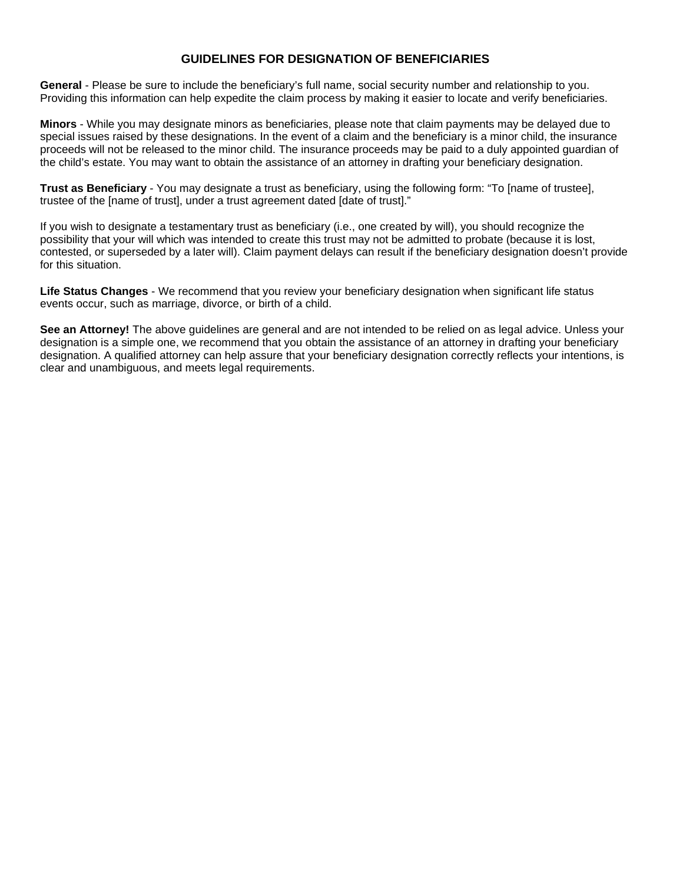# GUIDELINES FOR DESIGNATION OF BENEFICIARIES

**General** - Please be sure to include the beneficiary's full name, social security number and relationship to you. Providing this information can help expedite the claim process by making it easier to locate and verify beneficiaries.

**Minors** - While you may designate minors as beneficiaries, please note that claim payments may be delayed due to special issues raised by these designations. In the event of a claim and the beneficiary is a minor child, the insurance proceeds will not be released to the minor child. The insurance proceeds may be paid to a duly appointed guardian of the child's estate. You may want to obtain the assistance of an attorney in drafting your beneficiary designation.

**Trust as Beneficiary** - You may designate a trust as beneficiary, using the following form: "To [name of trustee], trustee of the [name of trust], under a trust agreement dated [date of trust]."

If you wish to designate a testamentary trust as beneficiary (i.e., one created by will), you should recognize the possibility that your will which was intended to create this trust may not be admitted to probate (because it is lost, contested, or superseded by a later will). Claim payment delays can result if the beneficiary designation doesn't provide for this situation.

**Life Status Changes** - We recommend that you review your beneficiary designation when significant life status events occur, such as marriage, divorce, or birth of a child.

**See an Attorney!** The above guidelines are general and are not intended to be relied on as legal advice. Unless your designation is a simple one, we recommend that you obtain the assistance of an attorney in drafting your beneficiary designation. A qualified attorney can help assure that your beneficiary designation correctly reflects your intentions, is clear and unambiguous, and meets legal requirements.